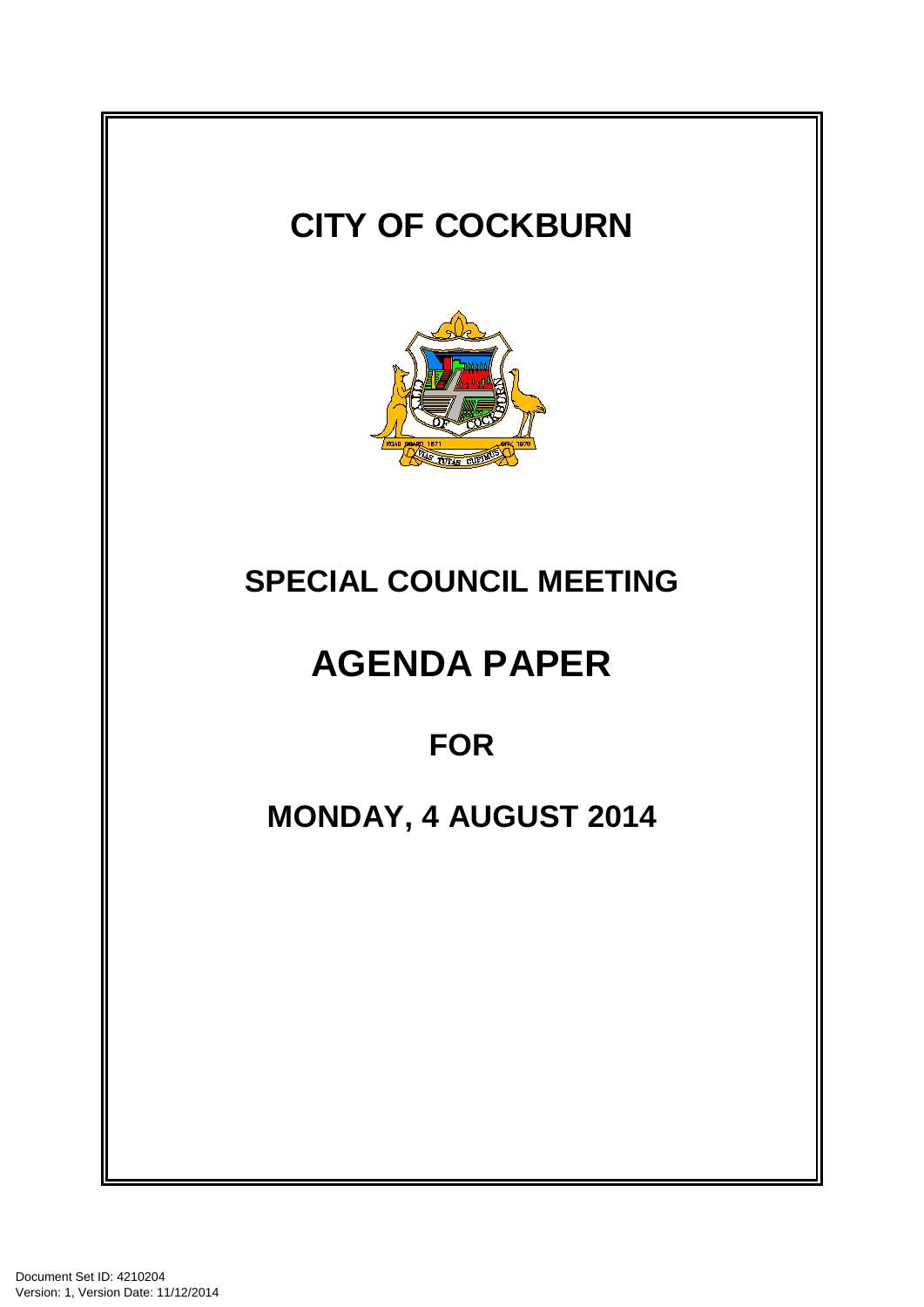# CITY OF COCKBURN

## SPECIAL COUNCIL MEETING

# AGENDA PAPER

## FOR

## MONDAY, 4 AUGUST 2014

Document Set ID: 4210204
Version: 1, Version Date: 11/12/2014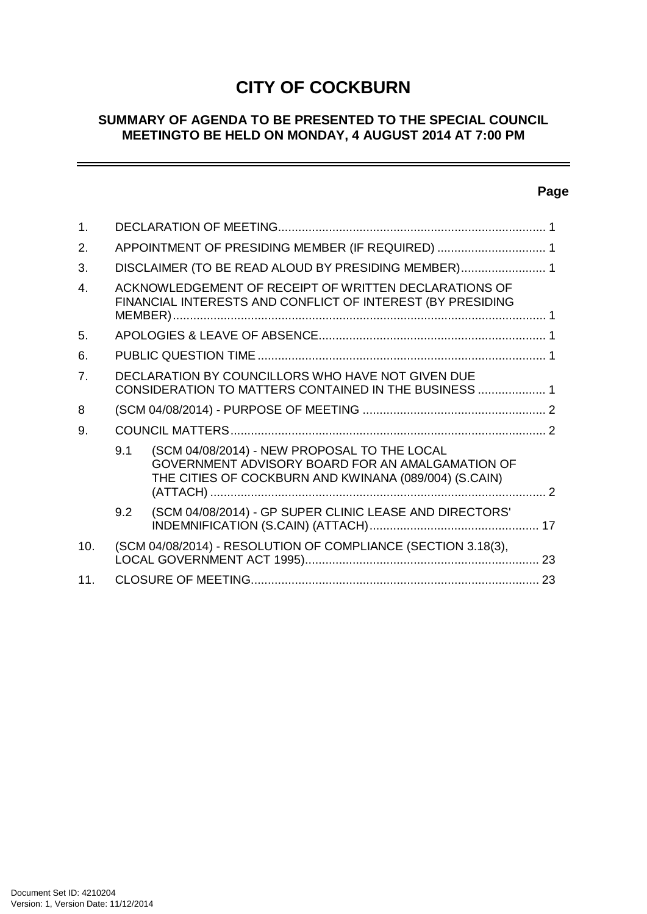# CITY OF COCKBURN

## SUMMARY OF AGENDA TO BE PRESENTED TO THE SPECIAL COUNCIL MEETINGTO BE HELD ON MONDAY, 4 AUGUST 2014 AT 7:00 PM

---

| | | Page |
|---|---|---|
| 1. | DECLARATION OF MEETING | 1 |
| 2. | APPOINTMENT OF PRESIDING MEMBER (IF REQUIRED) | 1 |
| 3. | DISCLAIMER (TO BE READ ALOUD BY PRESIDING MEMBER) | 1 |
| 4. | ACKNOWLEDGEMENT OF RECEIPT OF WRITTEN DECLARATIONS OF FINANCIAL INTERESTS AND CONFLICT OF INTEREST (BY PRESIDING MEMBER) | 1 |
| 5. | APOLOGIES & LEAVE OF ABSENCE | 1 |
| 6. | PUBLIC QUESTION TIME | 1 |
| 7. | DECLARATION BY COUNCILLORS WHO HAVE NOT GIVEN DUE CONSIDERATION TO MATTERS CONTAINED IN THE BUSINESS | 1 |
| 8 | (SCM 04/08/2014) - PURPOSE OF MEETING | 2 |
| 9. | COUNCIL MATTERS | 2 |
| 9.1 | (SCM 04/08/2014) - NEW PROPOSAL TO THE LOCAL GOVERNMENT ADVISORY BOARD FOR AN AMALGAMATION OF THE CITIES OF COCKBURN AND KWINANA (089/004) (S.CAIN) (ATTACH) | 2 |
| 9.2 | (SCM 04/08/2014) - GP SUPER CLINIC LEASE AND DIRECTORS' INDEMNIFICATION (S.CAIN) (ATTACH) | 17 |
| 10. | (SCM 04/08/2014) - RESOLUTION OF COMPLIANCE (SECTION 3.18(3), LOCAL GOVERNMENT ACT 1995) | 23 |
| 11. | CLOSURE OF MEETING | 23 |

Document Set ID: 4210204
Version: 1, Version Date: 11/12/2014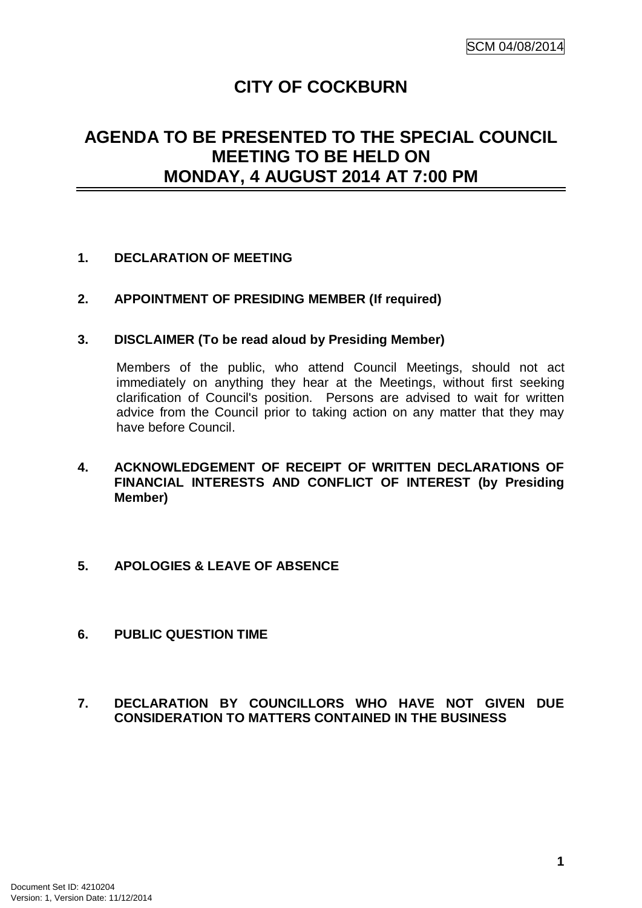# CITY OF COCKBURN

## AGENDA TO BE PRESENTED TO THE SPECIAL COUNCIL MEETING TO BE HELD ON MONDAY, 4 AUGUST 2014 AT 7:00 PM

**1. DECLARATION OF MEETING**

**2. APPOINTMENT OF PRESIDING MEMBER (If required)**

**3. DISCLAIMER (To be read aloud by Presiding Member)**

Members of the public, who attend Council Meetings, should not act immediately on anything they hear at the Meetings, without first seeking clarification of Council's position. Persons are advised to wait for written advice from the Council prior to taking action on any matter that they may have before Council.

**4. ACKNOWLEDGEMENT OF RECEIPT OF WRITTEN DECLARATIONS OF FINANCIAL INTERESTS AND CONFLICT OF INTEREST (by Presiding Member)**

**5. APOLOGIES & LEAVE OF ABSENCE**

**6. PUBLIC QUESTION TIME**

**7. DECLARATION BY COUNCILLORS WHO HAVE NOT GIVEN DUE CONSIDERATION TO MATTERS CONTAINED IN THE BUSINESS**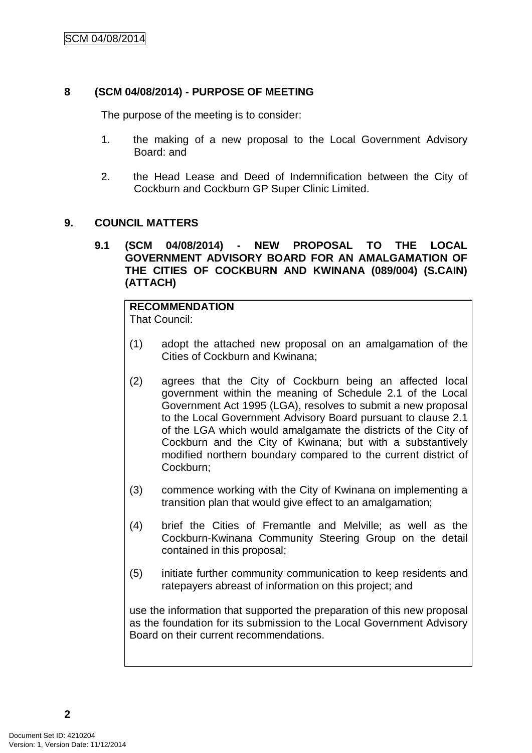## 8 (SCM 04/08/2014) - PURPOSE OF MEETING

The purpose of the meeting is to consider:

1. the making of a new proposal to the Local Government Advisory Board: and

2. the Head Lease and Deed of Indemnification between the City of Cockburn and Cockburn GP Super Clinic Limited.

## 9. COUNCIL MATTERS

### 9.1 (SCM 04/08/2014) - NEW PROPOSAL TO THE LOCAL GOVERNMENT ADVISORY BOARD FOR AN AMALGAMATION OF THE CITIES OF COCKBURN AND KWINANA (089/004) (S.CAIN) (ATTACH)

**RECOMMENDATION**

That Council:

(1) adopt the attached new proposal on an amalgamation of the Cities of Cockburn and Kwinana;

(2) agrees that the City of Cockburn being an affected local government within the meaning of Schedule 2.1 of the Local Government Act 1995 (LGA), resolves to submit a new proposal to the Local Government Advisory Board pursuant to clause 2.1 of the LGA which would amalgamate the districts of the City of Cockburn and the City of Kwinana; but with a substantively modified northern boundary compared to the current district of Cockburn;

(3) commence working with the City of Kwinana on implementing a transition plan that would give effect to an amalgamation;

(4) brief the Cities of Fremantle and Melville; as well as the Cockburn-Kwinana Community Steering Group on the detail contained in this proposal;

(5) initiate further community communication to keep residents and ratepayers abreast of information on this project; and

use the information that supported the preparation of this new proposal as the foundation for its submission to the Local Government Advisory Board on their current recommendations.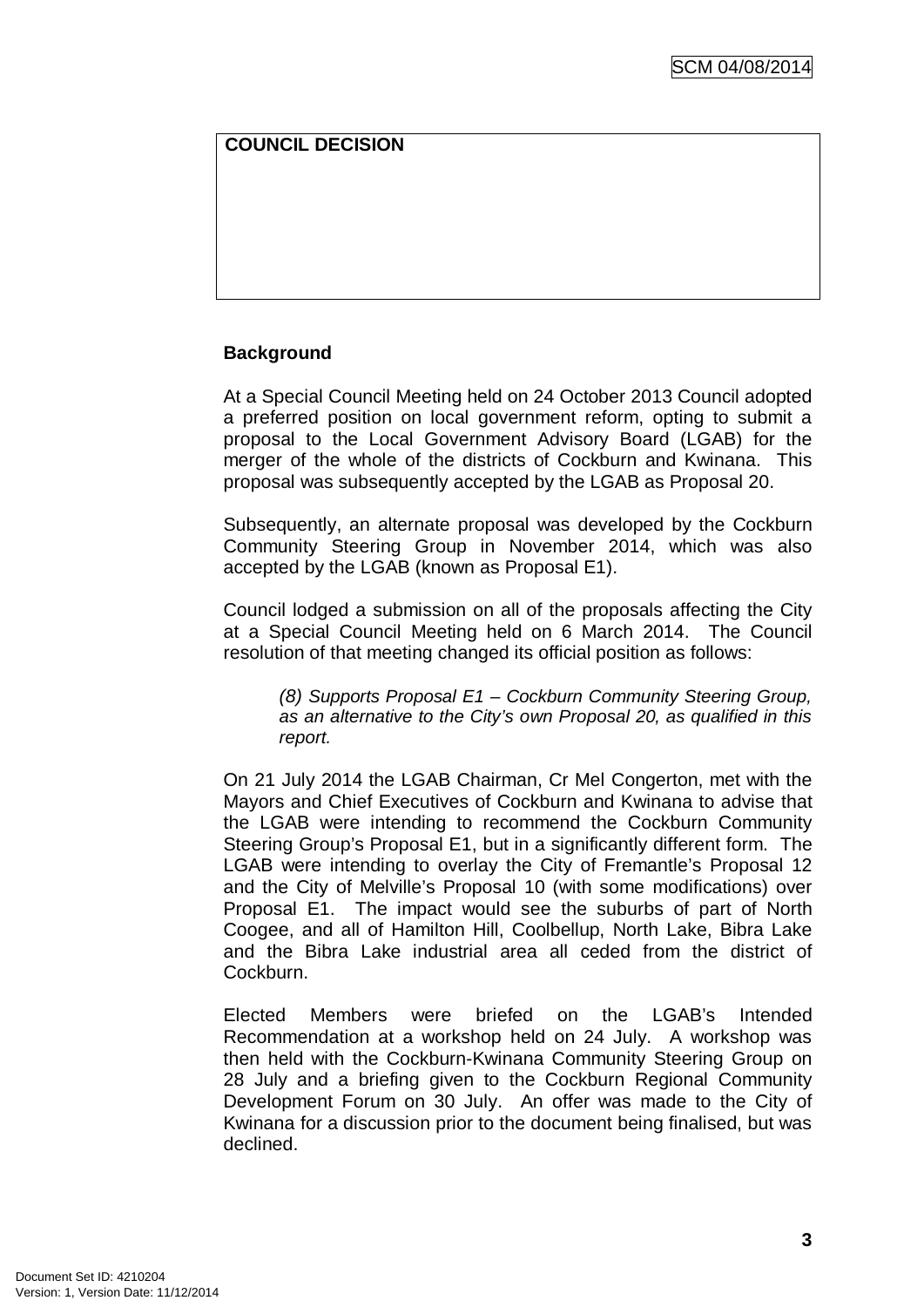| **COUNCIL DECISION** |
| --- |
| |

**Background**

At a Special Council Meeting held on 24 October 2013 Council adopted a preferred position on local government reform, opting to submit a proposal to the Local Government Advisory Board (LGAB) for the merger of the whole of the districts of Cockburn and Kwinana. This proposal was subsequently accepted by the LGAB as Proposal 20.

Subsequently, an alternate proposal was developed by the Cockburn Community Steering Group in November 2014, which was also accepted by the LGAB (known as Proposal E1).

Council lodged a submission on all of the proposals affecting the City at a Special Council Meeting held on 6 March 2014. The Council resolution of that meeting changed its official position as follows:

> *(8) Supports Proposal E1 – Cockburn Community Steering Group, as an alternative to the City's own Proposal 20, as qualified in this report.*

On 21 July 2014 the LGAB Chairman, Cr Mel Congerton, met with the Mayors and Chief Executives of Cockburn and Kwinana to advise that the LGAB were intending to recommend the Cockburn Community Steering Group's Proposal E1, but in a significantly different form. The LGAB were intending to overlay the City of Fremantle's Proposal 12 and the City of Melville's Proposal 10 (with some modifications) over Proposal E1. The impact would see the suburbs of part of North Coogee, and all of Hamilton Hill, Coolbellup, North Lake, Bibra Lake and the Bibra Lake industrial area all ceded from the district of Cockburn.

Elected Members were briefed on the LGAB's Intended Recommendation at a workshop held on 24 July. A workshop was then held with the Cockburn-Kwinana Community Steering Group on 28 July and a briefing given to the Cockburn Regional Community Development Forum on 30 July. An offer was made to the City of Kwinana for a discussion prior to the document being finalised, but was declined.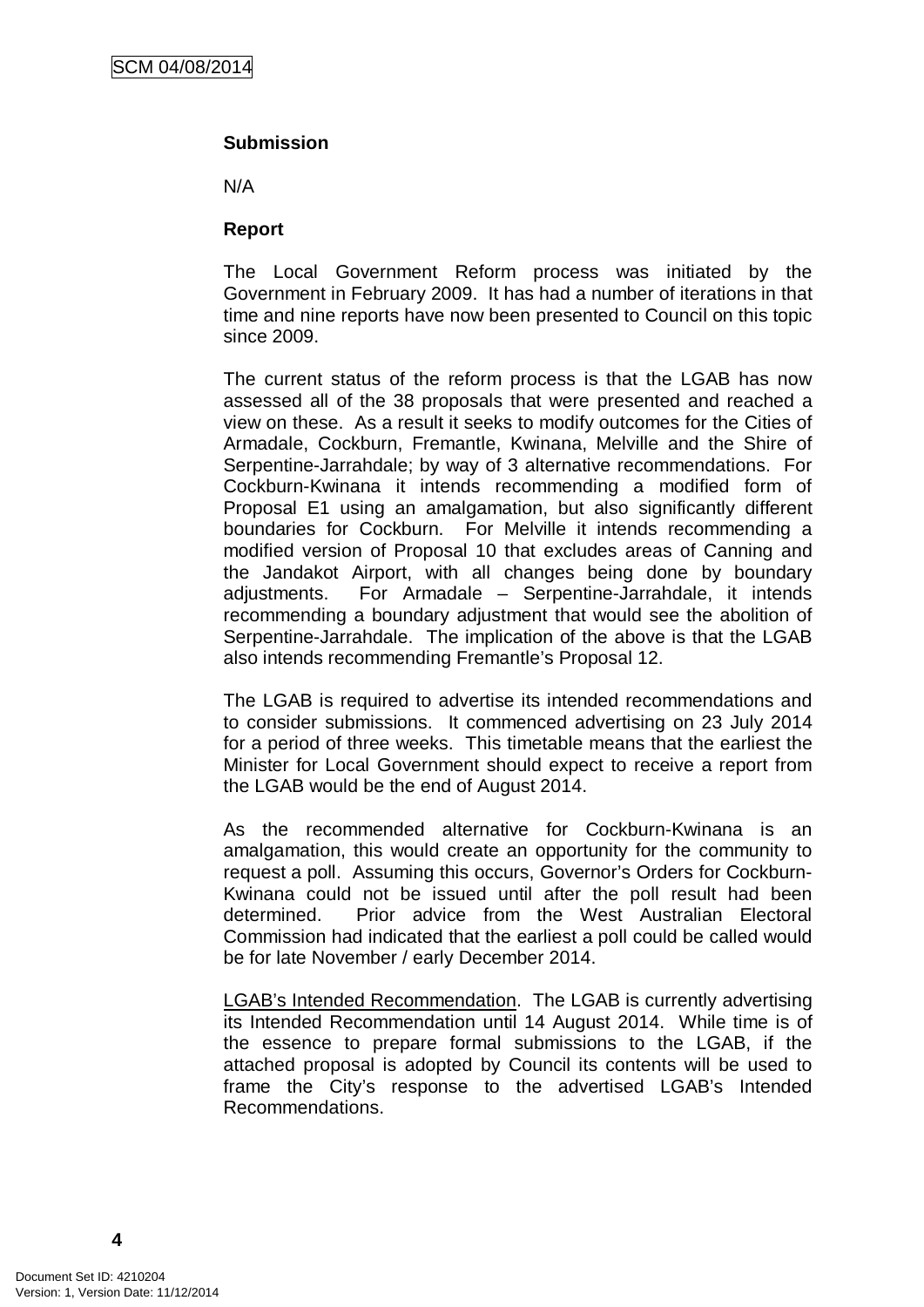**Submission**

N/A

**Report**

The Local Government Reform process was initiated by the Government in February 2009. It has had a number of iterations in that time and nine reports have now been presented to Council on this topic since 2009.

The current status of the reform process is that the LGAB has now assessed all of the 38 proposals that were presented and reached a view on these. As a result it seeks to modify outcomes for the Cities of Armadale, Cockburn, Fremantle, Kwinana, Melville and the Shire of Serpentine-Jarrahdale; by way of 3 alternative recommendations. For Cockburn-Kwinana it intends recommending a modified form of Proposal E1 using an amalgamation, but also significantly different boundaries for Cockburn. For Melville it intends recommending a modified version of Proposal 10 that excludes areas of Canning and the Jandakot Airport, with all changes being done by boundary adjustments. For Armadale – Serpentine-Jarrahdale, it intends recommending a boundary adjustment that would see the abolition of Serpentine-Jarrahdale. The implication of the above is that the LGAB also intends recommending Fremantle's Proposal 12.

The LGAB is required to advertise its intended recommendations and to consider submissions. It commenced advertising on 23 July 2014 for a period of three weeks. This timetable means that the earliest the Minister for Local Government should expect to receive a report from the LGAB would be the end of August 2014.

As the recommended alternative for Cockburn-Kwinana is an amalgamation, this would create an opportunity for the community to request a poll. Assuming this occurs, Governor's Orders for Cockburn-Kwinana could not be issued until after the poll result had been determined. Prior advice from the West Australian Electoral Commission had indicated that the earliest a poll could be called would be for late November / early December 2014.

LGAB's Intended Recommendation. The LGAB is currently advertising its Intended Recommendation until 14 August 2014. While time is of the essence to prepare formal submissions to the LGAB, if the attached proposal is adopted by Council its contents will be used to frame the City's response to the advertised LGAB's Intended Recommendations.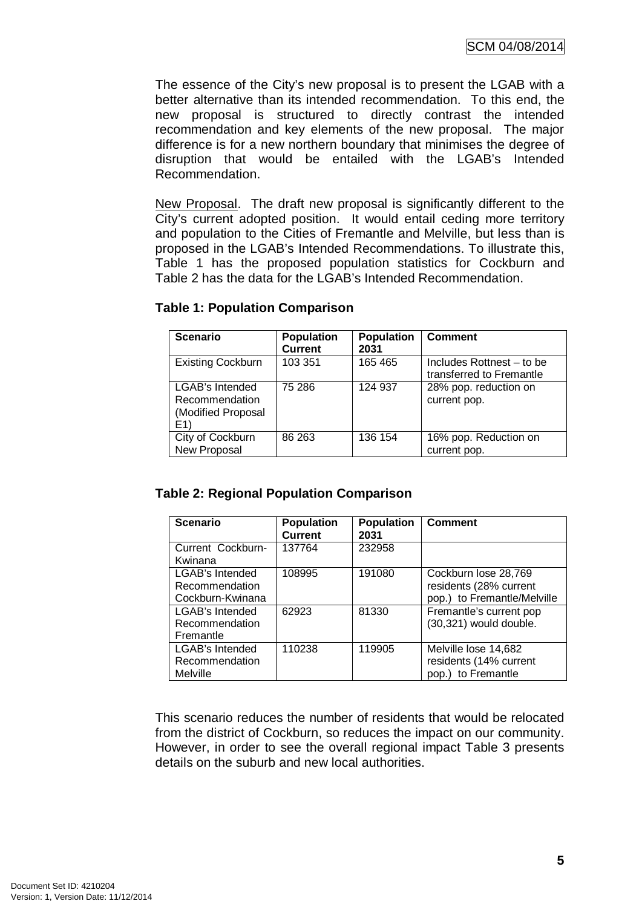The essence of the City's new proposal is to present the LGAB with a better alternative than its intended recommendation. To this end, the new proposal is structured to directly contrast the intended recommendation and key elements of the new proposal. The major difference is for a new northern boundary that minimises the degree of disruption that would be entailed with the LGAB's Intended Recommendation.

New Proposal. The draft new proposal is significantly different to the City's current adopted position. It would entail ceding more territory and population to the Cities of Fremantle and Melville, but less than is proposed in the LGAB's Intended Recommendations. To illustrate this, Table 1 has the proposed population statistics for Cockburn and Table 2 has the data for the LGAB's Intended Recommendation.

**Table 1: Population Comparison**

| Scenario | Population Current | Population 2031 | Comment |
|---|---|---|---|
| Existing Cockburn | 103 351 | 165 465 | Includes Rottnest – to be transferred to Fremantle |
| LGAB's Intended Recommendation (Modified Proposal E1) | 75 286 | 124 937 | 28% pop. reduction on current pop. |
| City of Cockburn New Proposal | 86 263 | 136 154 | 16% pop. Reduction on current pop. |

**Table 2: Regional Population Comparison**

| Scenario | Population Current | Population 2031 | Comment |
|---|---|---|---|
| Current Cockburn-Kwinana | 137764 | 232958 | |
| LGAB's Intended Recommendation Cockburn-Kwinana | 108995 | 191080 | Cockburn lose 28,769 residents (28% current pop.) to Fremantle/Melville |
| LGAB's Intended Recommendation Fremantle | 62923 | 81330 | Fremantle's current pop (30,321) would double. |
| LGAB's Intended Recommendation Melville | 110238 | 119905 | Melville lose 14,682 residents (14% current pop.) to Fremantle |

This scenario reduces the number of residents that would be relocated from the district of Cockburn, so reduces the impact on our community. However, in order to see the overall regional impact Table 3 presents details on the suburb and new local authorities.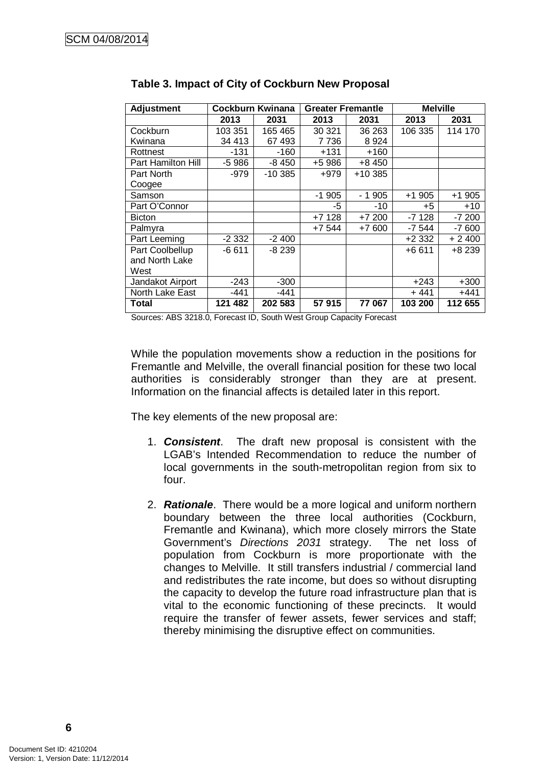SCM 04/08/2014

**Table 3. Impact of City of Cockburn New Proposal**

| Adjustment | Cockburn Kwinana | | Greater Fremantle | | Melville | |
|---|---|---|---|---|---|---|
| | **2013** | **2031** | **2013** | **2031** | **2013** | **2031** |
| Cockburn | 103 351 | 165 465 | 30 321 | 36 263 | 106 335 | 114 170 |
| Kwinana | 34 413 | 67 493 | 7 736 | 8 924 | | |
| Rottnest | -131 | -160 | +131 | +160 | | |
| Part Hamilton Hill | -5 986 | -8 450 | +5 986 | +8 450 | | |
| Part North Coogee | -979 | -10 385 | +979 | +10 385 | | |
| Samson | | | -1 905 | - 1 905 | +1 905 | +1 905 |
| Part O'Connor | | | -5 | -10 | +5 | +10 |
| Bicton | | | +7 128 | +7 200 | -7 128 | -7 200 |
| Palmyra | | | +7 544 | +7 600 | -7 544 | -7 600 |
| Part Leeming | -2 332 | -2 400 | | | +2 332 | + 2 400 |
| Part Coolbellup and North Lake West | -6 611 | -8 239 | | | +6 611 | +8 239 |
| Jandakot Airport | -243 | -300 | | | +243 | +300 |
| North Lake East | -441 | -441 | | | + 441 | +441 |
| **Total** | **121 482** | **202 583** | **57 915** | **77 067** | **103 200** | **112 655** |

Sources: ABS 3218.0, Forecast ID, South West Group Capacity Forecast

While the population movements show a reduction in the positions for Fremantle and Melville, the overall financial position for these two local authorities is considerably stronger than they are at present. Information on the financial affects is detailed later in this report.

The key elements of the new proposal are:

1. ***Consistent***. The draft new proposal is consistent with the LGAB's Intended Recommendation to reduce the number of local governments in the south-metropolitan region from six to four.

2. ***Rationale***. There would be a more logical and uniform northern boundary between the three local authorities (Cockburn, Fremantle and Kwinana), which more closely mirrors the State Government's *Directions 2031* strategy. The net loss of population from Cockburn is more proportionate with the changes to Melville. It still transfers industrial / commercial land and redistributes the rate income, but does so without disrupting the capacity to develop the future road infrastructure plan that is vital to the economic functioning of these precincts. It would require the transfer of fewer assets, fewer services and staff; thereby minimising the disruptive effect on communities.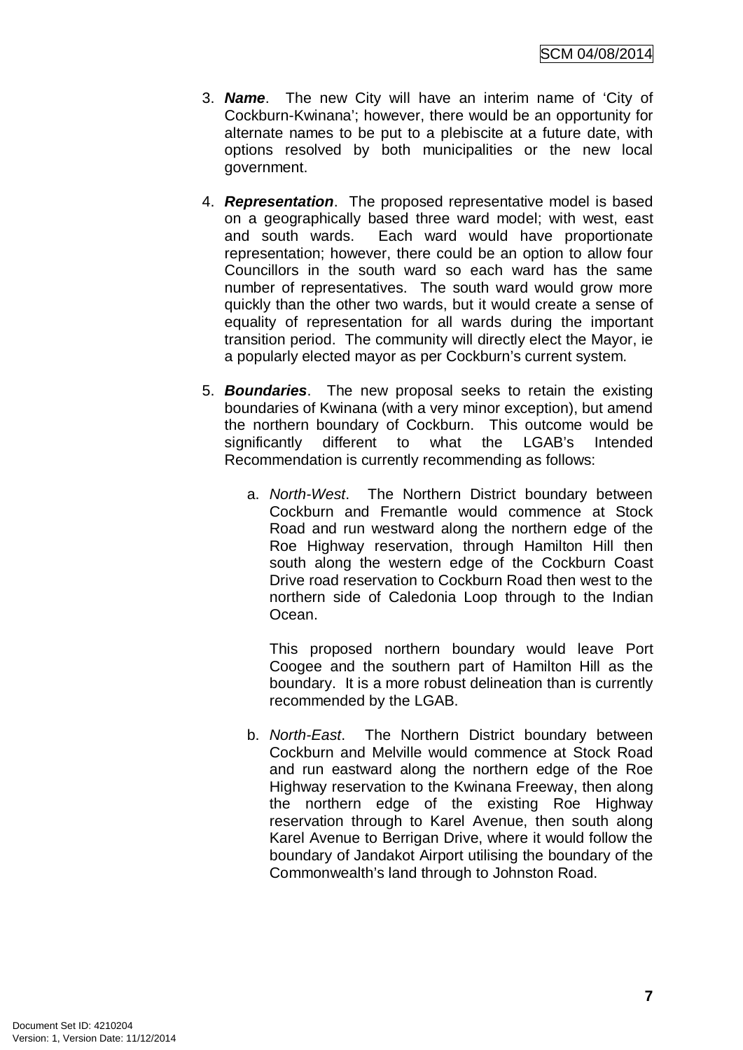3. ***Name***. The new City will have an interim name of 'City of Cockburn-Kwinana'; however, there would be an opportunity for alternate names to be put to a plebiscite at a future date, with options resolved by both municipalities or the new local government.

4. ***Representation***. The proposed representative model is based on a geographically based three ward model; with west, east and south wards. Each ward would have proportionate representation; however, there could be an option to allow four Councillors in the south ward so each ward has the same number of representatives. The south ward would grow more quickly than the other two wards, but it would create a sense of equality of representation for all wards during the important transition period. The community will directly elect the Mayor, ie a popularly elected mayor as per Cockburn's current system.

5. ***Boundaries***. The new proposal seeks to retain the existing boundaries of Kwinana (with a very minor exception), but amend the northern boundary of Cockburn. This outcome would be significantly different to what the LGAB's Intended Recommendation is currently recommending as follows:

   a. *North-West*. The Northern District boundary between Cockburn and Fremantle would commence at Stock Road and run westward along the northern edge of the Roe Highway reservation, through Hamilton Hill then south along the western edge of the Cockburn Coast Drive road reservation to Cockburn Road then west to the northern side of Caledonia Loop through to the Indian Ocean.

      This proposed northern boundary would leave Port Coogee and the southern part of Hamilton Hill as the boundary. It is a more robust delineation than is currently recommended by the LGAB.

   b. *North-East*. The Northern District boundary between Cockburn and Melville would commence at Stock Road and run eastward along the northern edge of the Roe Highway reservation to the Kwinana Freeway, then along the northern edge of the existing Roe Highway reservation through to Karel Avenue, then south along Karel Avenue to Berrigan Drive, where it would follow the boundary of Jandakot Airport utilising the boundary of the Commonwealth's land through to Johnston Road.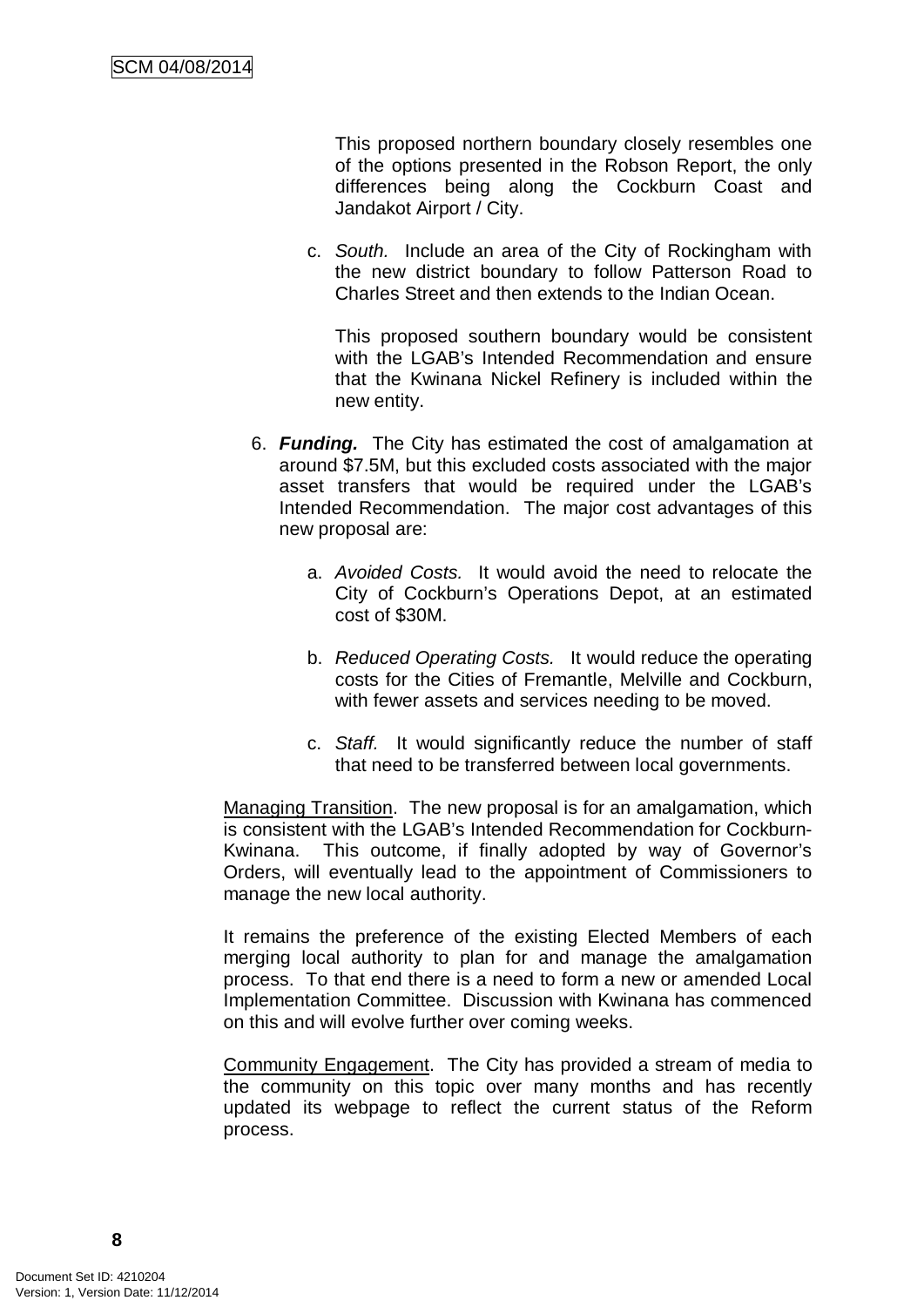This proposed northern boundary closely resembles one of the options presented in the Robson Report, the only differences being along the Cockburn Coast and Jandakot Airport / City.

c. *South.* Include an area of the City of Rockingham with the new district boundary to follow Patterson Road to Charles Street and then extends to the Indian Ocean.

This proposed southern boundary would be consistent with the LGAB's Intended Recommendation and ensure that the Kwinana Nickel Refinery is included within the new entity.

6. ***Funding.*** The City has estimated the cost of amalgamation at around $7.5M, but this excluded costs associated with the major asset transfers that would be required under the LGAB's Intended Recommendation. The major cost advantages of this new proposal are:

   a. *Avoided Costs.* It would avoid the need to relocate the City of Cockburn's Operations Depot, at an estimated cost of $30M.

   b. *Reduced Operating Costs.* It would reduce the operating costs for the Cities of Fremantle, Melville and Cockburn, with fewer assets and services needing to be moved.

   c. *Staff.* It would significantly reduce the number of staff that need to be transferred between local governments.

Managing Transition. The new proposal is for an amalgamation, which is consistent with the LGAB's Intended Recommendation for Cockburn-Kwinana. This outcome, if finally adopted by way of Governor's Orders, will eventually lead to the appointment of Commissioners to manage the new local authority.

It remains the preference of the existing Elected Members of each merging local authority to plan for and manage the amalgamation process. To that end there is a need to form a new or amended Local Implementation Committee. Discussion with Kwinana has commenced on this and will evolve further over coming weeks.

Community Engagement. The City has provided a stream of media to the community on this topic over many months and has recently updated its webpage to reflect the current status of the Reform process.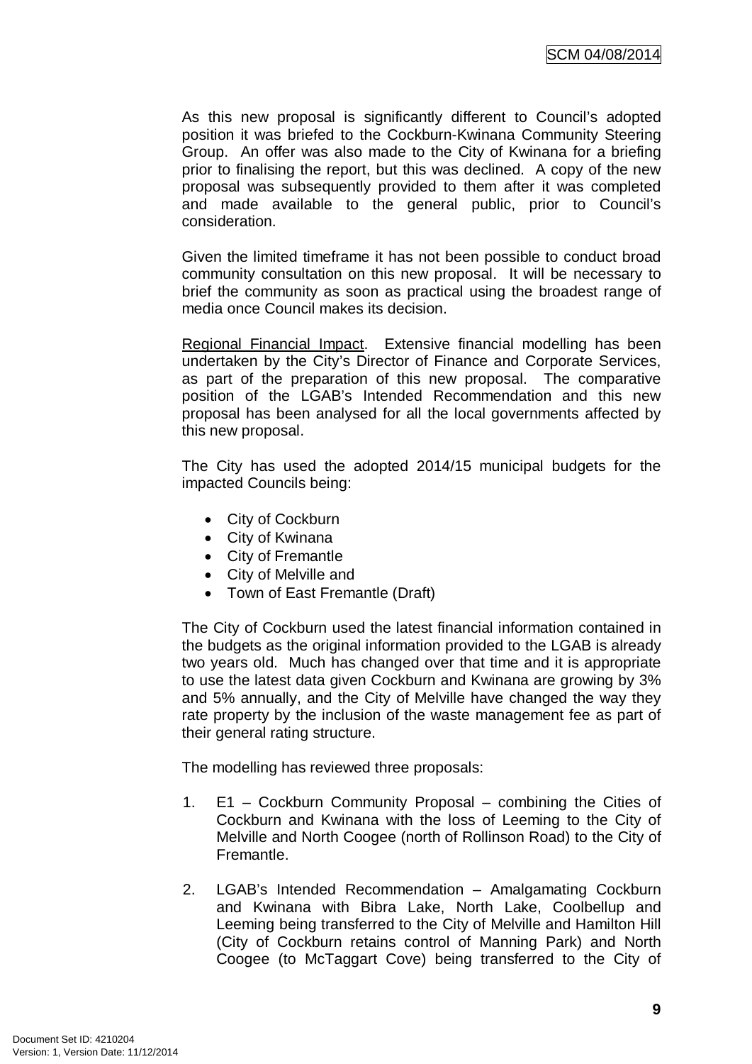As this new proposal is significantly different to Council's adopted position it was briefed to the Cockburn-Kwinana Community Steering Group. An offer was also made to the City of Kwinana for a briefing prior to finalising the report, but this was declined. A copy of the new proposal was subsequently provided to them after it was completed and made available to the general public, prior to Council's consideration.

Given the limited timeframe it has not been possible to conduct broad community consultation on this new proposal. It will be necessary to brief the community as soon as practical using the broadest range of media once Council makes its decision.

Regional Financial Impact. Extensive financial modelling has been undertaken by the City's Director of Finance and Corporate Services, as part of the preparation of this new proposal. The comparative position of the LGAB's Intended Recommendation and this new proposal has been analysed for all the local governments affected by this new proposal.

The City has used the adopted 2014/15 municipal budgets for the impacted Councils being:

- City of Cockburn
- City of Kwinana
- City of Fremantle
- City of Melville and
- Town of East Fremantle (Draft)

The City of Cockburn used the latest financial information contained in the budgets as the original information provided to the LGAB is already two years old. Much has changed over that time and it is appropriate to use the latest data given Cockburn and Kwinana are growing by 3% and 5% annually, and the City of Melville have changed the way they rate property by the inclusion of the waste management fee as part of their general rating structure.

The modelling has reviewed three proposals:

1. E1 – Cockburn Community Proposal – combining the Cities of Cockburn and Kwinana with the loss of Leeming to the City of Melville and North Coogee (north of Rollinson Road) to the City of Fremantle.

2. LGAB's Intended Recommendation – Amalgamating Cockburn and Kwinana with Bibra Lake, North Lake, Coolbellup and Leeming being transferred to the City of Melville and Hamilton Hill (City of Cockburn retains control of Manning Park) and North Coogee (to McTaggart Cove) being transferred to the City of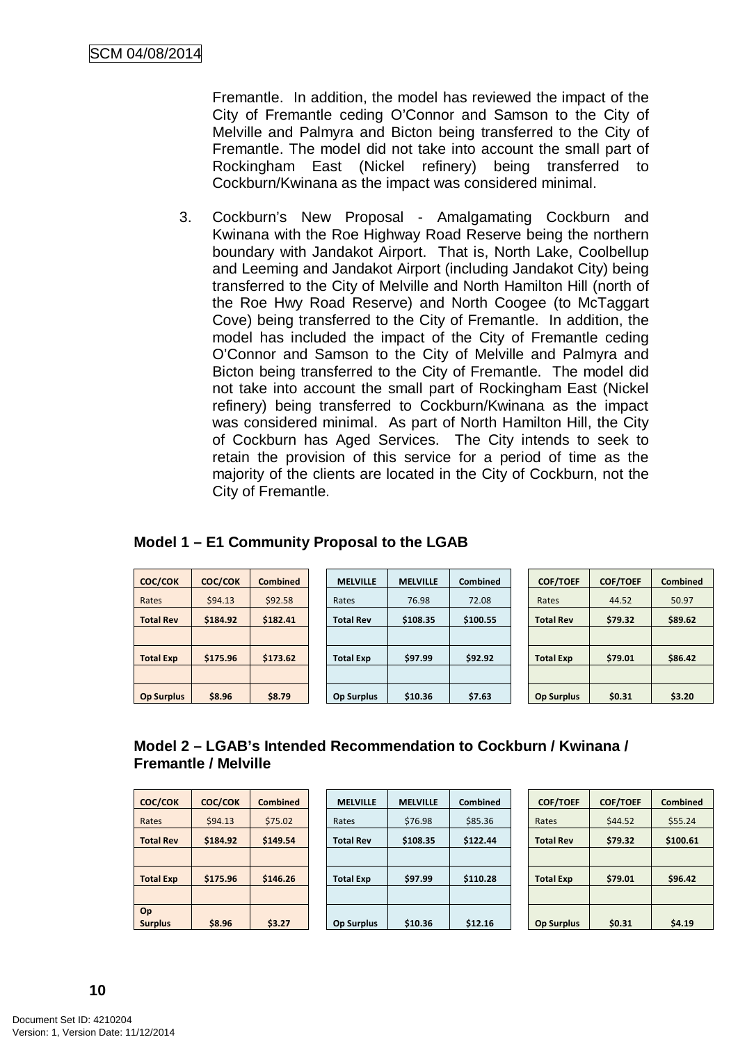Fremantle. In addition, the model has reviewed the impact of the City of Fremantle ceding O'Connor and Samson to the City of Melville and Palmyra and Bicton being transferred to the City of Fremantle. The model did not take into account the small part of Rockingham East (Nickel refinery) being transferred to Cockburn/Kwinana as the impact was considered minimal.

3. Cockburn's New Proposal - Amalgamating Cockburn and Kwinana with the Roe Highway Road Reserve being the northern boundary with Jandakot Airport. That is, North Lake, Coolbellup and Leeming and Jandakot Airport (including Jandakot City) being transferred to the City of Melville and North Hamilton Hill (north of the Roe Hwy Road Reserve) and North Coogee (to McTaggart Cove) being transferred to the City of Fremantle. In addition, the model has included the impact of the City of Fremantle ceding O'Connor and Samson to the City of Melville and Palmyra and Bicton being transferred to the City of Fremantle. The model did not take into account the small part of Rockingham East (Nickel refinery) being transferred to Cockburn/Kwinana as the impact was considered minimal. As part of North Hamilton Hill, the City of Cockburn has Aged Services. The City intends to seek to retain the provision of this service for a period of time as the majority of the clients are located in the City of Cockburn, not the City of Fremantle.

### Model 1 – E1 Community Proposal to the LGAB

| COC/COK | COC/COK | Combined |
|---|---|---|
| Rates | $94.13 | $92.58 |
| **Total Rev** | **$184.92** | **$182.41** |
| | | |
| **Total Exp** | **$175.96** | **$173.62** |
| | | |
| **Op Surplus** | **$8.96** | **$8.79** |

| MELVILLE | MELVILLE | Combined |
|---|---|---|
| Rates | 76.98 | 72.08 |
| **Total Rev** | **$108.35** | **$100.55** |
| | | |
| **Total Exp** | **$97.99** | **$92.92** |
| | | |
| **Op Surplus** | **$10.36** | **$7.63** |

| COF/TOEF | COF/TOEF | Combined |
|---|---|---|
| Rates | 44.52 | 50.97 |
| **Total Rev** | **$79.32** | **$89.62** |
| | | |
| **Total Exp** | **$79.01** | **$86.42** |
| | | |
| **Op Surplus** | **$0.31** | **$3.20** |

### Model 2 – LGAB's Intended Recommendation to Cockburn / Kwinana / Fremantle / Melville

| COC/COK | COC/COK | Combined |
|---|---|---|
| Rates | $94.13 | $75.02 |
| **Total Rev** | **$184.92** | **$149.54** |
| | | |
| **Total Exp** | **$175.96** | **$146.26** |
| | | |
| **Op Surplus** | **$8.96** | **$3.27** |

| MELVILLE | MELVILLE | Combined |
|---|---|---|
| Rates | $76.98 | $85.36 |
| **Total Rev** | **$108.35** | **$122.44** |
| | | |
| **Total Exp** | **$97.99** | **$110.28** |
| | | |
| **Op Surplus** | **$10.36** | **$12.16** |

| COF/TOEF | COF/TOEF | Combined |
|---|---|---|
| Rates | $44.52 | $55.24 |
| **Total Rev** | **$79.32** | **$100.61** |
| | | |
| **Total Exp** | **$79.01** | **$96.42** |
| | | |
| **Op Surplus** | **$0.31** | **$4.19** |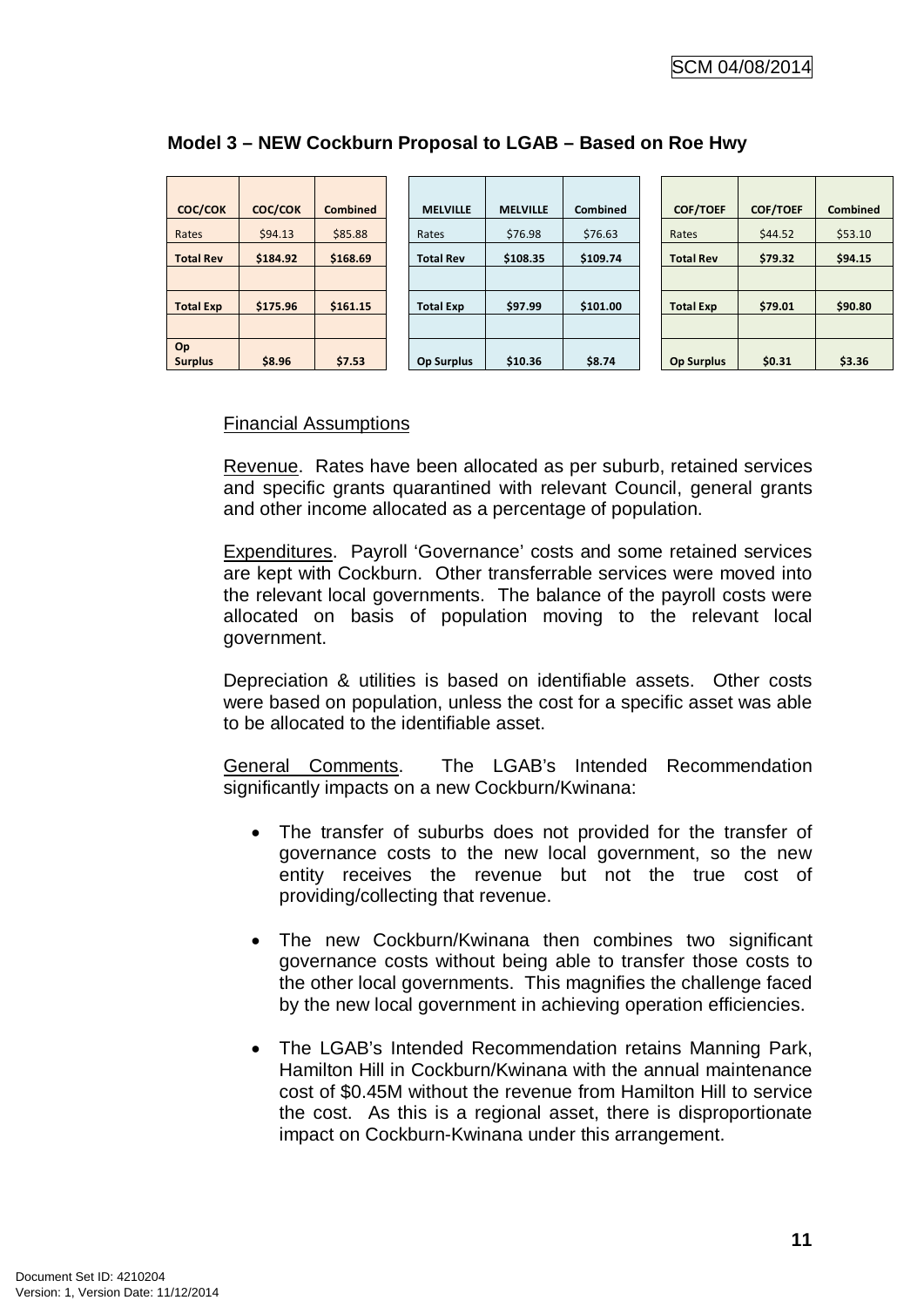**Model 3 – NEW Cockburn Proposal to LGAB – Based on Roe Hwy**

| COC/COK | COC/COK | Combined |
|---|---|---|
| Rates | $94.13 | $85.88 |
| **Total Rev** | **$184.92** | **$168.69** |
| | | |
| **Total Exp** | **$175.96** | **$161.15** |
| | | |
| **Op Surplus** | **$8.96** | **$7.53** |

| MELVILLE | MELVILLE | Combined |
|---|---|---|
| Rates | $76.98 | $76.63 |
| **Total Rev** | **$108.35** | **$109.74** |
| | | |
| **Total Exp** | **$97.99** | **$101.00** |
| | | |
| **Op Surplus** | **$10.36** | **$8.74** |

| COF/TOEF | COF/TOEF | Combined |
|---|---|---|
| Rates | $44.52 | $53.10 |
| **Total Rev** | **$79.32** | **$94.15** |
| | | |
| **Total Exp** | **$79.01** | **$90.80** |
| | | |
| **Op Surplus** | **$0.31** | **$3.36** |

Financial Assumptions

Revenue. Rates have been allocated as per suburb, retained services and specific grants quarantined with relevant Council, general grants and other income allocated as a percentage of population.

Expenditures. Payroll 'Governance' costs and some retained services are kept with Cockburn. Other transferrable services were moved into the relevant local governments. The balance of the payroll costs were allocated on basis of population moving to the relevant local government.

Depreciation & utilities is based on identifiable assets. Other costs were based on population, unless the cost for a specific asset was able to be allocated to the identifiable asset.

General Comments. The LGAB's Intended Recommendation significantly impacts on a new Cockburn/Kwinana:

- The transfer of suburbs does not provided for the transfer of governance costs to the new local government, so the new entity receives the revenue but not the true cost of providing/collecting that revenue.

- The new Cockburn/Kwinana then combines two significant governance costs without being able to transfer those costs to the other local governments. This magnifies the challenge faced by the new local government in achieving operation efficiencies.

- The LGAB's Intended Recommendation retains Manning Park, Hamilton Hill in Cockburn/Kwinana with the annual maintenance cost of $0.45M without the revenue from Hamilton Hill to service the cost. As this is a regional asset, there is disproportionate impact on Cockburn-Kwinana under this arrangement.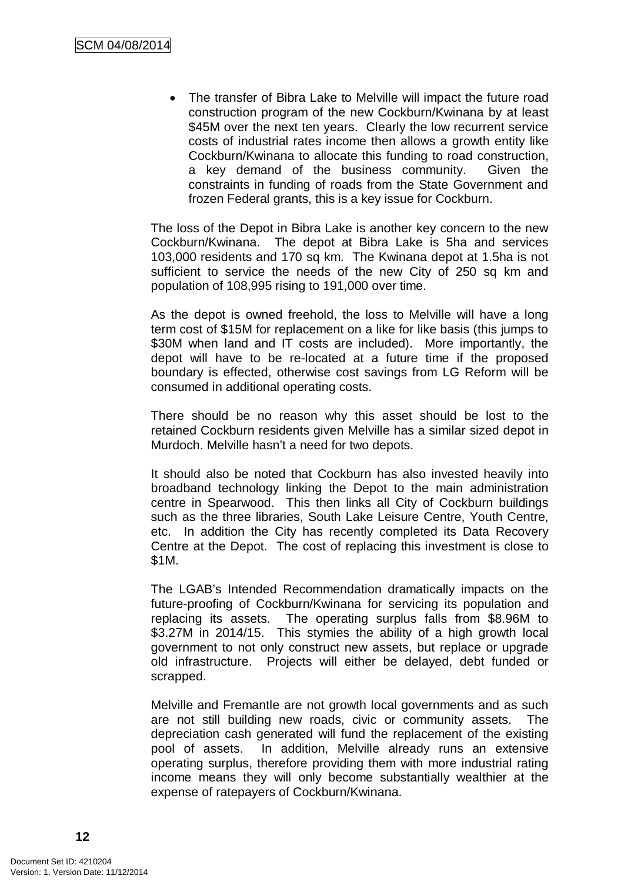- The transfer of Bibra Lake to Melville will impact the future road construction program of the new Cockburn/Kwinana by at least $45M over the next ten years. Clearly the low recurrent service costs of industrial rates income then allows a growth entity like Cockburn/Kwinana to allocate this funding to road construction, a key demand of the business community. Given the constraints in funding of roads from the State Government and frozen Federal grants, this is a key issue for Cockburn.

The loss of the Depot in Bibra Lake is another key concern to the new Cockburn/Kwinana. The depot at Bibra Lake is 5ha and services 103,000 residents and 170 sq km. The Kwinana depot at 1.5ha is not sufficient to service the needs of the new City of 250 sq km and population of 108,995 rising to 191,000 over time.

As the depot is owned freehold, the loss to Melville will have a long term cost of $15M for replacement on a like for like basis (this jumps to $30M when land and IT costs are included). More importantly, the depot will have to be re-located at a future time if the proposed boundary is effected, otherwise cost savings from LG Reform will be consumed in additional operating costs.

There should be no reason why this asset should be lost to the retained Cockburn residents given Melville has a similar sized depot in Murdoch. Melville hasn't a need for two depots.

It should also be noted that Cockburn has also invested heavily into broadband technology linking the Depot to the main administration centre in Spearwood. This then links all City of Cockburn buildings such as the three libraries, South Lake Leisure Centre, Youth Centre, etc. In addition the City has recently completed its Data Recovery Centre at the Depot. The cost of replacing this investment is close to $1M.

The LGAB's Intended Recommendation dramatically impacts on the future-proofing of Cockburn/Kwinana for servicing its population and replacing its assets. The operating surplus falls from $8.96M to $3.27M in 2014/15. This stymies the ability of a high growth local government to not only construct new assets, but replace or upgrade old infrastructure. Projects will either be delayed, debt funded or scrapped.

Melville and Fremantle are not growth local governments and as such are not still building new roads, civic or community assets. The depreciation cash generated will fund the replacement of the existing pool of assets. In addition, Melville already runs an extensive operating surplus, therefore providing them with more industrial rating income means they will only become substantially wealthier at the expense of ratepayers of Cockburn/Kwinana.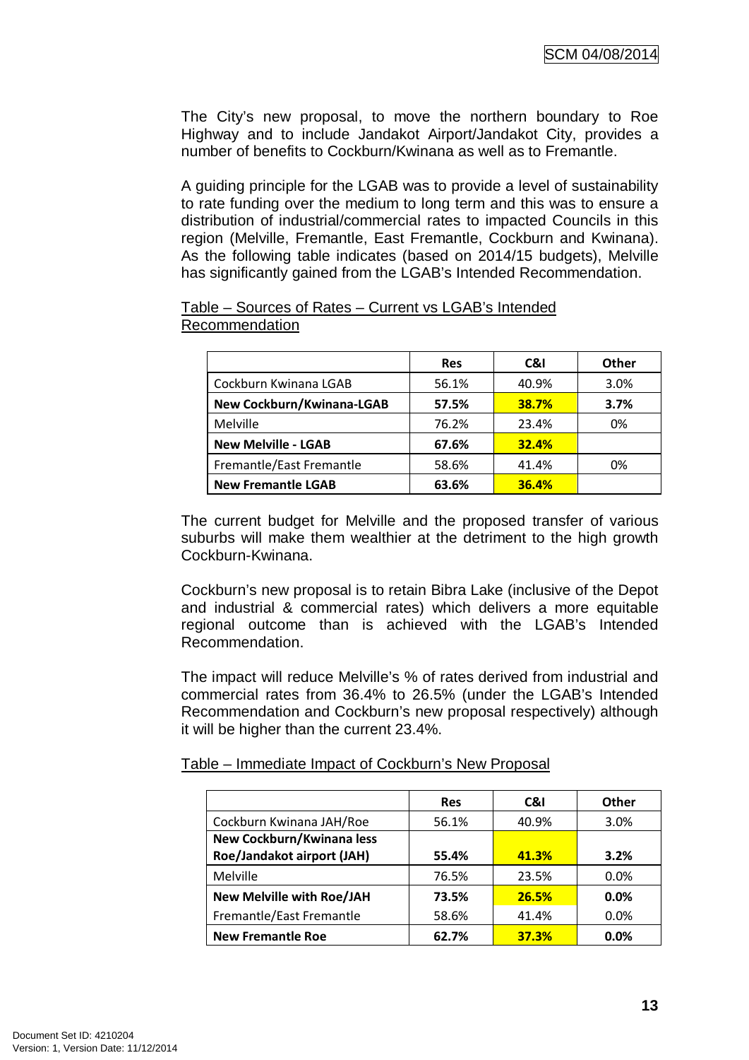The City's new proposal, to move the northern boundary to Roe Highway and to include Jandakot Airport/Jandakot City, provides a number of benefits to Cockburn/Kwinana as well as to Fremantle.

A guiding principle for the LGAB was to provide a level of sustainability to rate funding over the medium to long term and this was to ensure a distribution of industrial/commercial rates to impacted Councils in this region (Melville, Fremantle, East Fremantle, Cockburn and Kwinana). As the following table indicates (based on 2014/15 budgets), Melville has significantly gained from the LGAB's Intended Recommendation.

Table – Sources of Rates – Current vs LGAB's Intended Recommendation

| | Res | C&I | Other |
|---|---|---|---|
| Cockburn Kwinana LGAB | 56.1% | 40.9% | 3.0% |
| **New Cockburn/Kwinana-LGAB** | **57.5%** | **38.7%** | **3.7%** |
| Melville | 76.2% | 23.4% | 0% |
| **New Melville - LGAB** | **67.6%** | **32.4%** | |
| Fremantle/East Fremantle | 58.6% | 41.4% | 0% |
| **New Fremantle LGAB** | **63.6%** | **36.4%** | |

The current budget for Melville and the proposed transfer of various suburbs will make them wealthier at the detriment to the high growth Cockburn-Kwinana.

Cockburn's new proposal is to retain Bibra Lake (inclusive of the Depot and industrial & commercial rates) which delivers a more equitable regional outcome than is achieved with the LGAB's Intended Recommendation.

The impact will reduce Melville's % of rates derived from industrial and commercial rates from 36.4% to 26.5% (under the LGAB's Intended Recommendation and Cockburn's new proposal respectively) although it will be higher than the current 23.4%.

Table – Immediate Impact of Cockburn's New Proposal

| | Res | C&I | Other |
|---|---|---|---|
| Cockburn Kwinana JAH/Roe | 56.1% | 40.9% | 3.0% |
| **New Cockburn/Kwinana less Roe/Jandakot airport (JAH)** | **55.4%** | **41.3%** | **3.2%** |
| Melville | 76.5% | 23.5% | 0.0% |
| **New Melville with Roe/JAH** | **73.5%** | **26.5%** | **0.0%** |
| Fremantle/East Fremantle | 58.6% | 41.4% | 0.0% |
| **New Fremantle Roe** | **62.7%** | **37.3%** | **0.0%** |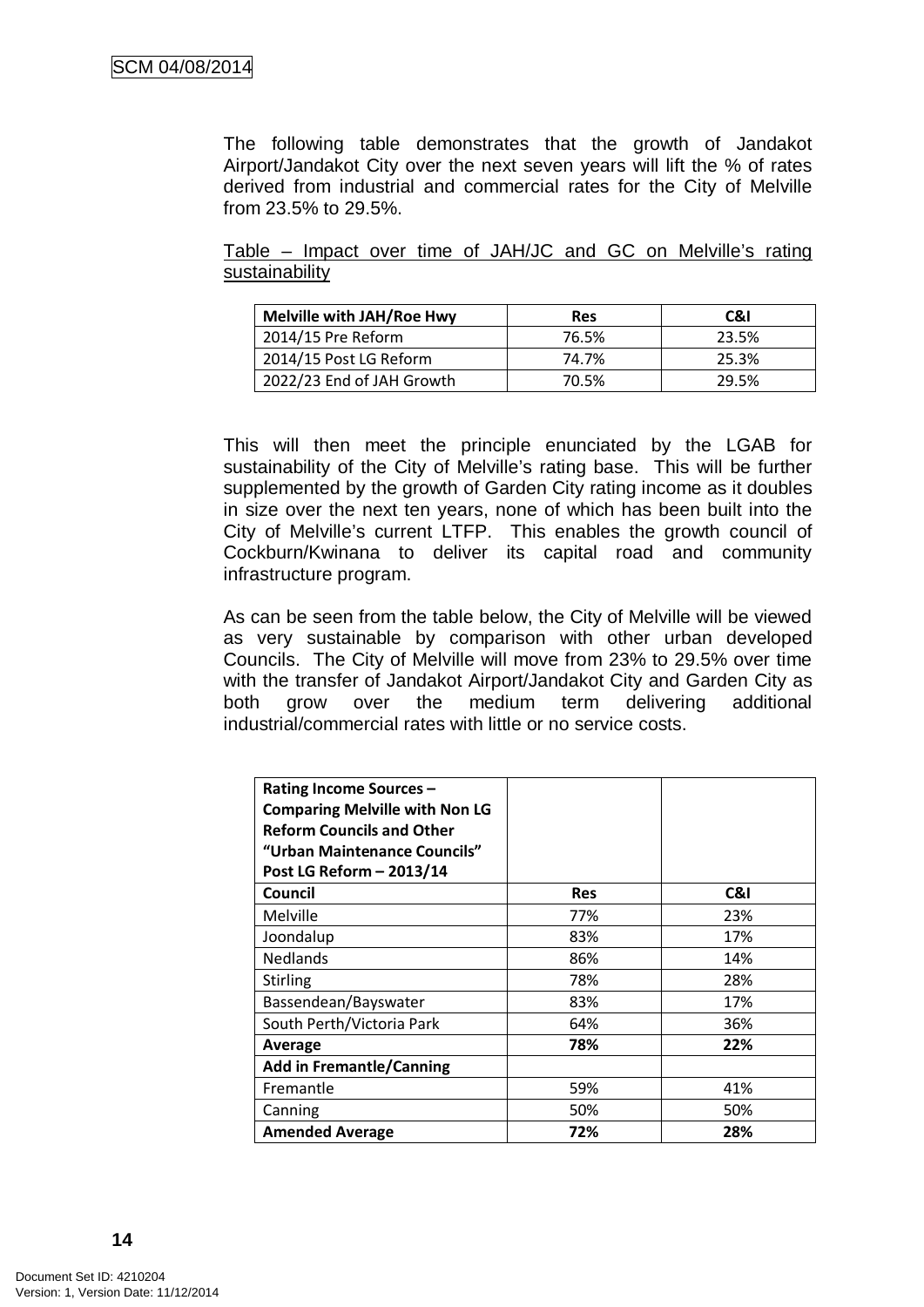The following table demonstrates that the growth of Jandakot Airport/Jandakot City over the next seven years will lift the % of rates derived from industrial and commercial rates for the City of Melville from 23.5% to 29.5%.

Table – Impact over time of JAH/JC and GC on Melville's rating sustainability

| Melville with JAH/Roe Hwy | Res | C&I |
|---|---|---|
| 2014/15 Pre Reform | 76.5% | 23.5% |
| 2014/15 Post LG Reform | 74.7% | 25.3% |
| 2022/23 End of JAH Growth | 70.5% | 29.5% |

This will then meet the principle enunciated by the LGAB for sustainability of the City of Melville's rating base. This will be further supplemented by the growth of Garden City rating income as it doubles in size over the next ten years, none of which has been built into the City of Melville's current LTFP. This enables the growth council of Cockburn/Kwinana to deliver its capital road and community infrastructure program.

As can be seen from the table below, the City of Melville will be viewed as very sustainable by comparison with other urban developed Councils. The City of Melville will move from 23% to 29.5% over time with the transfer of Jandakot Airport/Jandakot City and Garden City as both grow over the medium term delivering additional industrial/commercial rates with little or no service costs.

| **Rating Income Sources – Comparing Melville with Non LG Reform Councils and Other "Urban Maintenance Councils" Post LG Reform – 2013/14** | | |
|---|---|---|
| **Council** | **Res** | **C&I** |
| Melville | 77% | 23% |
| Joondalup | 83% | 17% |
| Nedlands | 86% | 14% |
| Stirling | 78% | 28% |
| Bassendean/Bayswater | 83% | 17% |
| South Perth/Victoria Park | 64% | 36% |
| **Average** | **78%** | **22%** |
| **Add in Fremantle/Canning** | | |
| Fremantle | 59% | 41% |
| Canning | 50% | 50% |
| **Amended Average** | **72%** | **28%** |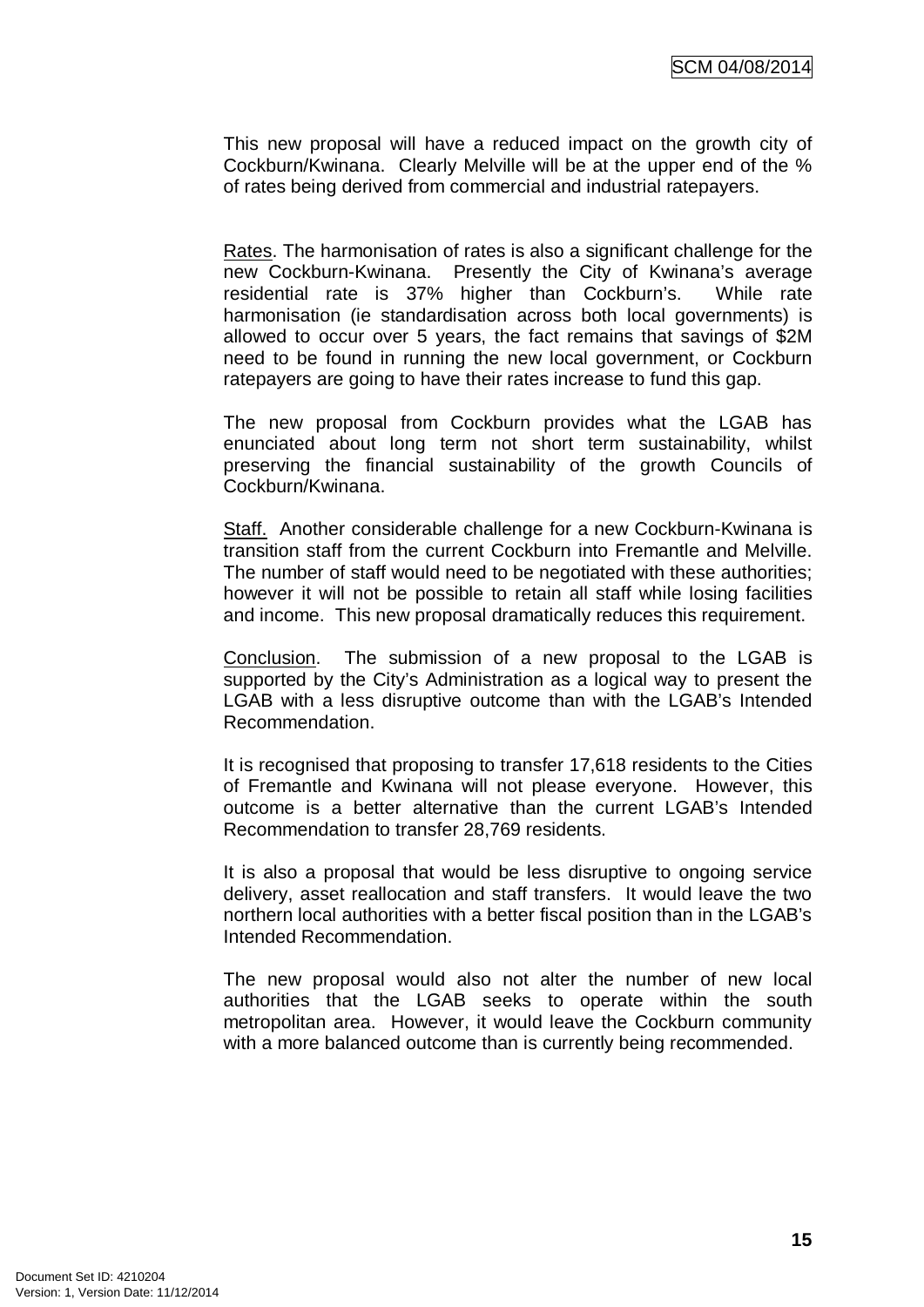This new proposal will have a reduced impact on the growth city of Cockburn/Kwinana. Clearly Melville will be at the upper end of the % of rates being derived from commercial and industrial ratepayers.

Rates. The harmonisation of rates is also a significant challenge for the new Cockburn-Kwinana. Presently the City of Kwinana's average residential rate is 37% higher than Cockburn's. While rate harmonisation (ie standardisation across both local governments) is allowed to occur over 5 years, the fact remains that savings of $2M need to be found in running the new local government, or Cockburn ratepayers are going to have their rates increase to fund this gap.

The new proposal from Cockburn provides what the LGAB has enunciated about long term not short term sustainability, whilst preserving the financial sustainability of the growth Councils of Cockburn/Kwinana.

Staff. Another considerable challenge for a new Cockburn-Kwinana is transition staff from the current Cockburn into Fremantle and Melville. The number of staff would need to be negotiated with these authorities; however it will not be possible to retain all staff while losing facilities and income. This new proposal dramatically reduces this requirement.

Conclusion. The submission of a new proposal to the LGAB is supported by the City's Administration as a logical way to present the LGAB with a less disruptive outcome than with the LGAB's Intended Recommendation.

It is recognised that proposing to transfer 17,618 residents to the Cities of Fremantle and Kwinana will not please everyone. However, this outcome is a better alternative than the current LGAB's Intended Recommendation to transfer 28,769 residents.

It is also a proposal that would be less disruptive to ongoing service delivery, asset reallocation and staff transfers. It would leave the two northern local authorities with a better fiscal position than in the LGAB's Intended Recommendation.

The new proposal would also not alter the number of new local authorities that the LGAB seeks to operate within the south metropolitan area. However, it would leave the Cockburn community with a more balanced outcome than is currently being recommended.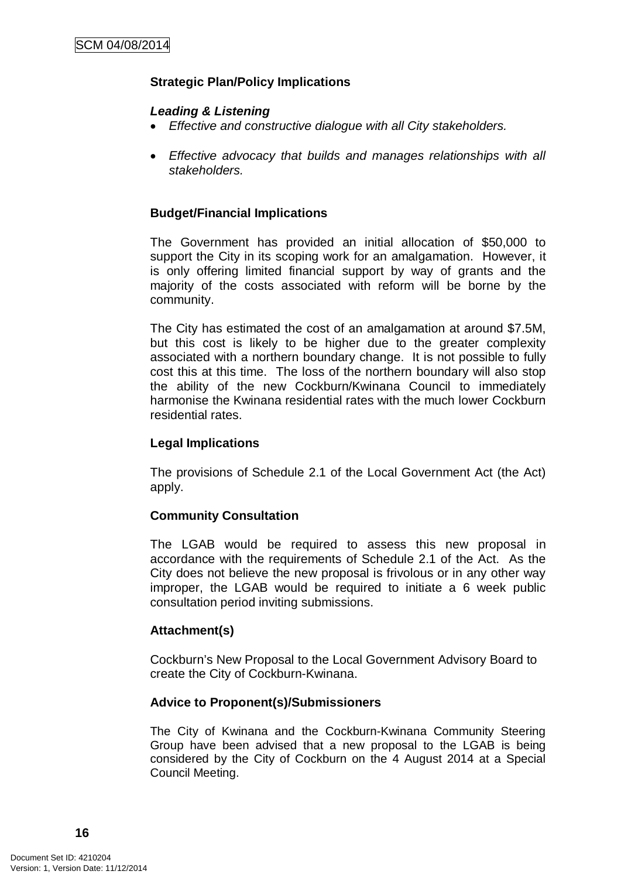**Strategic Plan/Policy Implications**

***Leading & Listening***

- *Effective and constructive dialogue with all City stakeholders.*
- *Effective advocacy that builds and manages relationships with all stakeholders.*

**Budget/Financial Implications**

The Government has provided an initial allocation of $50,000 to support the City in its scoping work for an amalgamation. However, it is only offering limited financial support by way of grants and the majority of the costs associated with reform will be borne by the community.

The City has estimated the cost of an amalgamation at around $7.5M, but this cost is likely to be higher due to the greater complexity associated with a northern boundary change. It is not possible to fully cost this at this time. The loss of the northern boundary will also stop the ability of the new Cockburn/Kwinana Council to immediately harmonise the Kwinana residential rates with the much lower Cockburn residential rates.

**Legal Implications**

The provisions of Schedule 2.1 of the Local Government Act (the Act) apply.

**Community Consultation**

The LGAB would be required to assess this new proposal in accordance with the requirements of Schedule 2.1 of the Act. As the City does not believe the new proposal is frivolous or in any other way improper, the LGAB would be required to initiate a 6 week public consultation period inviting submissions.

**Attachment(s)**

Cockburn's New Proposal to the Local Government Advisory Board to create the City of Cockburn-Kwinana.

**Advice to Proponent(s)/Submissioners**

The City of Kwinana and the Cockburn-Kwinana Community Steering Group have been advised that a new proposal to the LGAB is being considered by the City of Cockburn on the 4 August 2014 at a Special Council Meeting.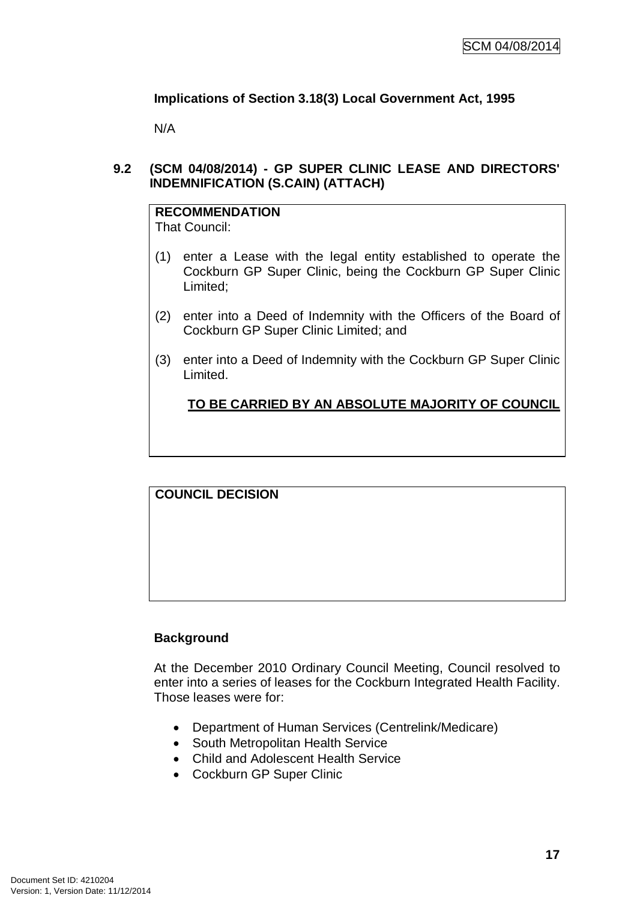### Implications of Section 3.18(3) Local Government Act, 1995

N/A

## 9.2 (SCM 04/08/2014) - GP SUPER CLINIC LEASE AND DIRECTORS' INDEMNIFICATION (S.CAIN) (ATTACH)

**RECOMMENDATION**
That Council:

(1) enter a Lease with the legal entity established to operate the Cockburn GP Super Clinic, being the Cockburn GP Super Clinic Limited;

(2) enter into a Deed of Indemnity with the Officers of the Board of Cockburn GP Super Clinic Limited; and

(3) enter into a Deed of Indemnity with the Cockburn GP Super Clinic Limited.

**<u>TO BE CARRIED BY AN ABSOLUTE MAJORITY OF COUNCIL</u>**

**COUNCIL DECISION**

### Background

At the December 2010 Ordinary Council Meeting, Council resolved to enter into a series of leases for the Cockburn Integrated Health Facility. Those leases were for:

- Department of Human Services (Centrelink/Medicare)
- South Metropolitan Health Service
- Child and Adolescent Health Service
- Cockburn GP Super Clinic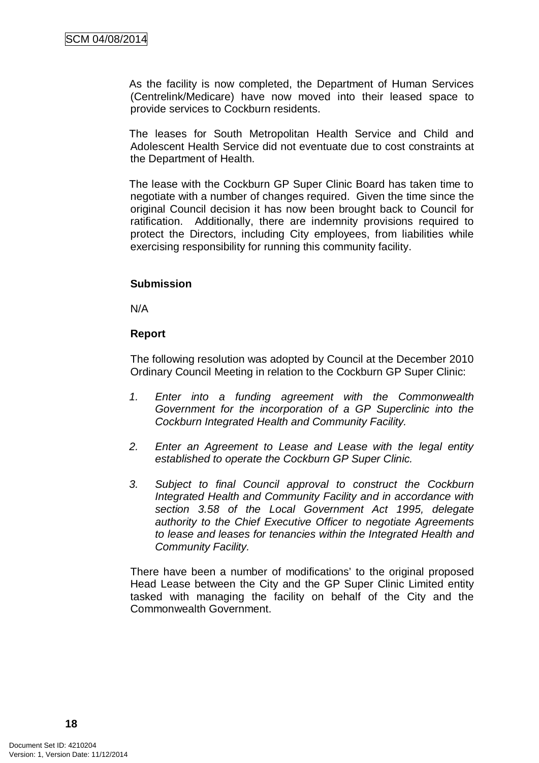As the facility is now completed, the Department of Human Services (Centrelink/Medicare) have now moved into their leased space to provide services to Cockburn residents.

The leases for South Metropolitan Health Service and Child and Adolescent Health Service did not eventuate due to cost constraints at the Department of Health.

The lease with the Cockburn GP Super Clinic Board has taken time to negotiate with a number of changes required. Given the time since the original Council decision it has now been brought back to Council for ratification. Additionally, there are indemnity provisions required to protect the Directors, including City employees, from liabilities while exercising responsibility for running this community facility.

**Submission**

N/A

**Report**

The following resolution was adopted by Council at the December 2010 Ordinary Council Meeting in relation to the Cockburn GP Super Clinic:

1. *Enter into a funding agreement with the Commonwealth Government for the incorporation of a GP Superclinic into the Cockburn Integrated Health and Community Facility.*

2. *Enter an Agreement to Lease and Lease with the legal entity established to operate the Cockburn GP Super Clinic.*

3. *Subject to final Council approval to construct the Cockburn Integrated Health and Community Facility and in accordance with section 3.58 of the Local Government Act 1995, delegate authority to the Chief Executive Officer to negotiate Agreements to lease and leases for tenancies within the Integrated Health and Community Facility.*

There have been a number of modifications' to the original proposed Head Lease between the City and the GP Super Clinic Limited entity tasked with managing the facility on behalf of the City and the Commonwealth Government.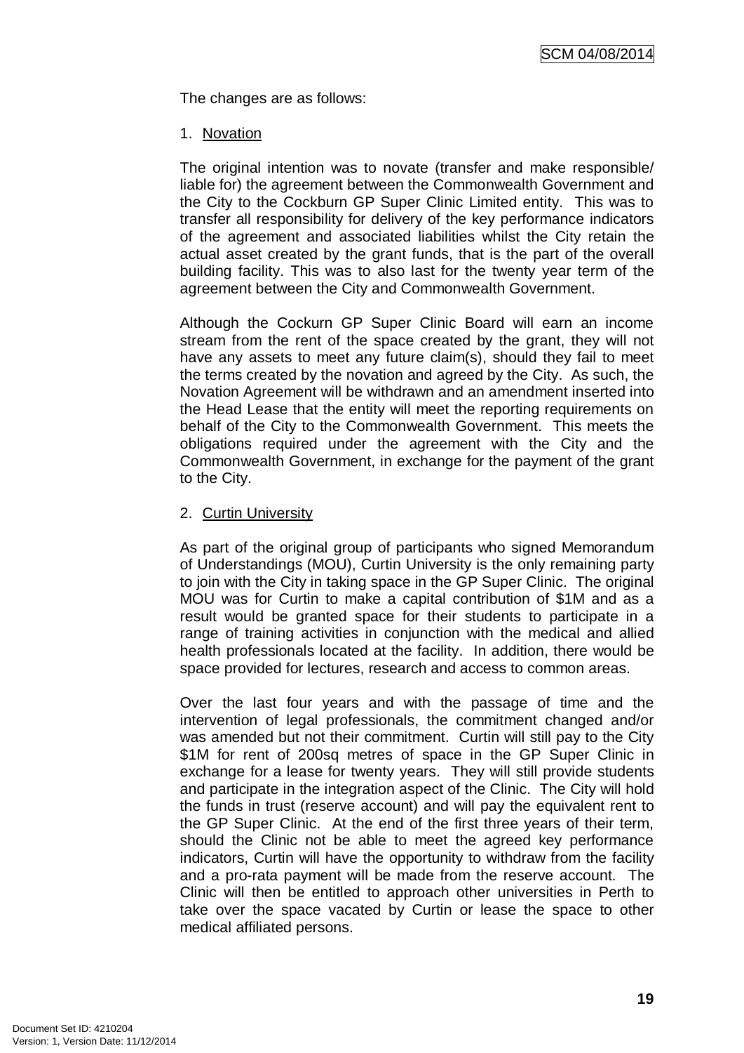The changes are as follows:

1. Novation

The original intention was to novate (transfer and make responsible/ liable for) the agreement between the Commonwealth Government and the City to the Cockburn GP Super Clinic Limited entity. This was to transfer all responsibility for delivery of the key performance indicators of the agreement and associated liabilities whilst the City retain the actual asset created by the grant funds, that is the part of the overall building facility. This was to also last for the twenty year term of the agreement between the City and Commonwealth Government.

Although the Cockurn GP Super Clinic Board will earn an income stream from the rent of the space created by the grant, they will not have any assets to meet any future claim(s), should they fail to meet the terms created by the novation and agreed by the City. As such, the Novation Agreement will be withdrawn and an amendment inserted into the Head Lease that the entity will meet the reporting requirements on behalf of the City to the Commonwealth Government. This meets the obligations required under the agreement with the City and the Commonwealth Government, in exchange for the payment of the grant to the City.

2. Curtin University

As part of the original group of participants who signed Memorandum of Understandings (MOU), Curtin University is the only remaining party to join with the City in taking space in the GP Super Clinic. The original MOU was for Curtin to make a capital contribution of $1M and as a result would be granted space for their students to participate in a range of training activities in conjunction with the medical and allied health professionals located at the facility. In addition, there would be space provided for lectures, research and access to common areas.

Over the last four years and with the passage of time and the intervention of legal professionals, the commitment changed and/or was amended but not their commitment. Curtin will still pay to the City $1M for rent of 200sq metres of space in the GP Super Clinic in exchange for a lease for twenty years. They will still provide students and participate in the integration aspect of the Clinic. The City will hold the funds in trust (reserve account) and will pay the equivalent rent to the GP Super Clinic. At the end of the first three years of their term, should the Clinic not be able to meet the agreed key performance indicators, Curtin will have the opportunity to withdraw from the facility and a pro-rata payment will be made from the reserve account. The Clinic will then be entitled to approach other universities in Perth to take over the space vacated by Curtin or lease the space to other medical affiliated persons.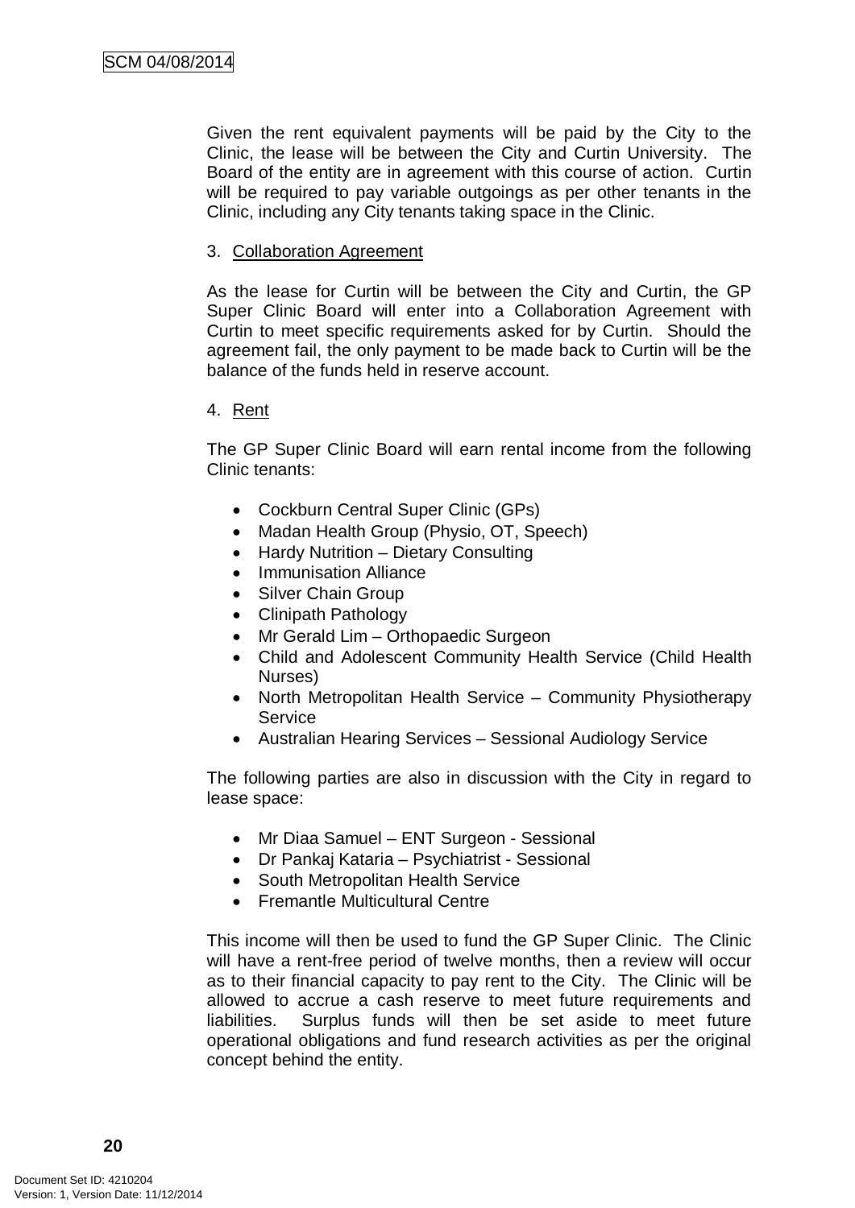Given the rent equivalent payments will be paid by the City to the Clinic, the lease will be between the City and Curtin University. The Board of the entity are in agreement with this course of action. Curtin will be required to pay variable outgoings as per other tenants in the Clinic, including any City tenants taking space in the Clinic.

3. Collaboration Agreement

As the lease for Curtin will be between the City and Curtin, the GP Super Clinic Board will enter into a Collaboration Agreement with Curtin to meet specific requirements asked for by Curtin. Should the agreement fail, the only payment to be made back to Curtin will be the balance of the funds held in reserve account.

4. Rent

The GP Super Clinic Board will earn rental income from the following Clinic tenants:

- Cockburn Central Super Clinic (GPs)
- Madan Health Group (Physio, OT, Speech)
- Hardy Nutrition – Dietary Consulting
- Immunisation Alliance
- Silver Chain Group
- Clinipath Pathology
- Mr Gerald Lim – Orthopaedic Surgeon
- Child and Adolescent Community Health Service (Child Health Nurses)
- North Metropolitan Health Service – Community Physiotherapy Service
- Australian Hearing Services – Sessional Audiology Service

The following parties are also in discussion with the City in regard to lease space:

- Mr Diaa Samuel – ENT Surgeon - Sessional
- Dr Pankaj Kataria – Psychiatrist - Sessional
- South Metropolitan Health Service
- Fremantle Multicultural Centre

This income will then be used to fund the GP Super Clinic. The Clinic will have a rent-free period of twelve months, then a review will occur as to their financial capacity to pay rent to the City. The Clinic will be allowed to accrue a cash reserve to meet future requirements and liabilities. Surplus funds will then be set aside to meet future operational obligations and fund research activities as per the original concept behind the entity.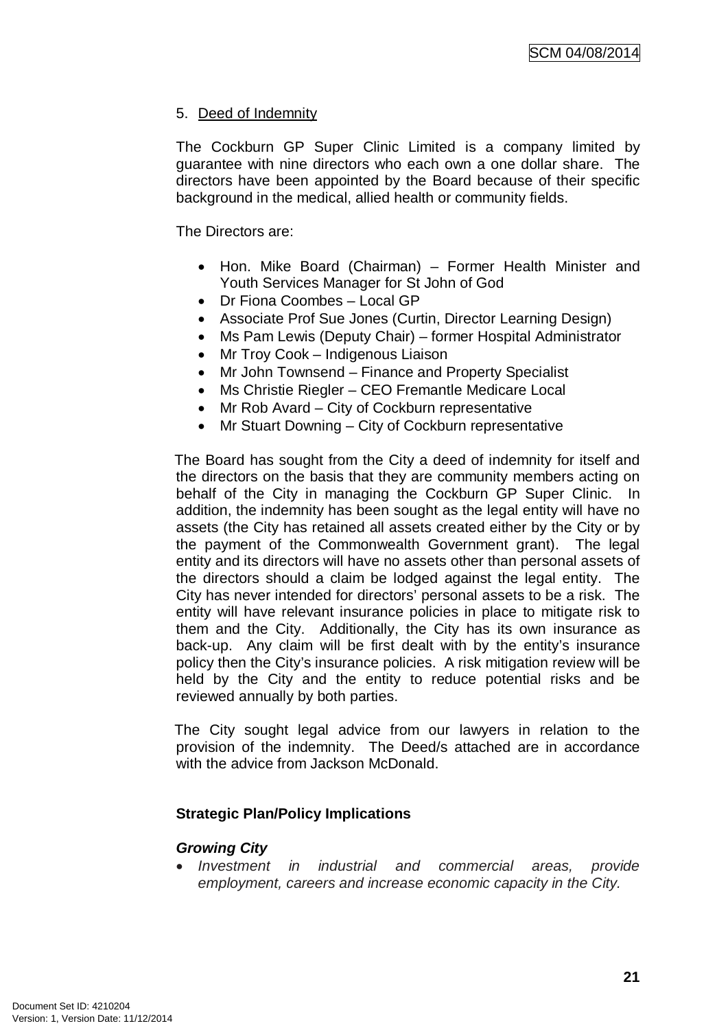5. Deed of Indemnity

The Cockburn GP Super Clinic Limited is a company limited by guarantee with nine directors who each own a one dollar share. The directors have been appointed by the Board because of their specific background in the medical, allied health or community fields.

The Directors are:

- Hon. Mike Board (Chairman) – Former Health Minister and Youth Services Manager for St John of God
- Dr Fiona Coombes – Local GP
- Associate Prof Sue Jones (Curtin, Director Learning Design)
- Ms Pam Lewis (Deputy Chair) – former Hospital Administrator
- Mr Troy Cook – Indigenous Liaison
- Mr John Townsend – Finance and Property Specialist
- Ms Christie Riegler – CEO Fremantle Medicare Local
- Mr Rob Avard – City of Cockburn representative
- Mr Stuart Downing – City of Cockburn representative

The Board has sought from the City a deed of indemnity for itself and the directors on the basis that they are community members acting on behalf of the City in managing the Cockburn GP Super Clinic. In addition, the indemnity has been sought as the legal entity will have no assets (the City has retained all assets created either by the City or by the payment of the Commonwealth Government grant). The legal entity and its directors will have no assets other than personal assets of the directors should a claim be lodged against the legal entity. The City has never intended for directors' personal assets to be a risk. The entity will have relevant insurance policies in place to mitigate risk to them and the City. Additionally, the City has its own insurance as back-up. Any claim will be first dealt with by the entity's insurance policy then the City's insurance policies. A risk mitigation review will be held by the City and the entity to reduce potential risks and be reviewed annually by both parties.

The City sought legal advice from our lawyers in relation to the provision of the indemnity. The Deed/s attached are in accordance with the advice from Jackson McDonald.

**Strategic Plan/Policy Implications**

***Growing City***

- *Investment in industrial and commercial areas, provide employment, careers and increase economic capacity in the City.*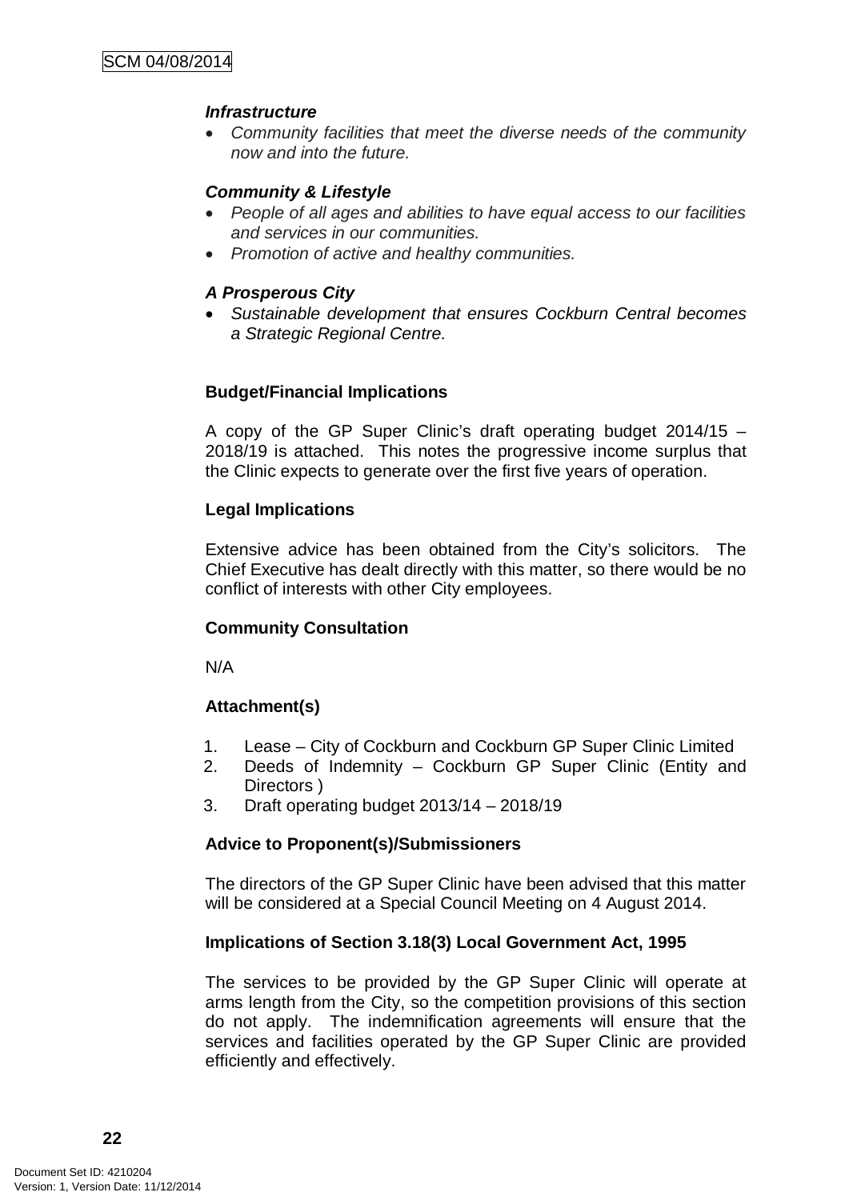***Infrastructure***

- *Community facilities that meet the diverse needs of the community now and into the future.*

***Community & Lifestyle***

- *People of all ages and abilities to have equal access to our facilities and services in our communities.*
- *Promotion of active and healthy communities.*

***A Prosperous City***

- *Sustainable development that ensures Cockburn Central becomes a Strategic Regional Centre.*

**Budget/Financial Implications**

A copy of the GP Super Clinic's draft operating budget 2014/15 – 2018/19 is attached. This notes the progressive income surplus that the Clinic expects to generate over the first five years of operation.

**Legal Implications**

Extensive advice has been obtained from the City's solicitors. The Chief Executive has dealt directly with this matter, so there would be no conflict of interests with other City employees.

**Community Consultation**

N/A

**Attachment(s)**

1. Lease – City of Cockburn and Cockburn GP Super Clinic Limited
2. Deeds of Indemnity – Cockburn GP Super Clinic (Entity and Directors )
3. Draft operating budget 2013/14 – 2018/19

**Advice to Proponent(s)/Submissioners**

The directors of the GP Super Clinic have been advised that this matter will be considered at a Special Council Meeting on 4 August 2014.

**Implications of Section 3.18(3) Local Government Act, 1995**

The services to be provided by the GP Super Clinic will operate at arms length from the City, so the competition provisions of this section do not apply. The indemnification agreements will ensure that the services and facilities operated by the GP Super Clinic are provided efficiently and effectively.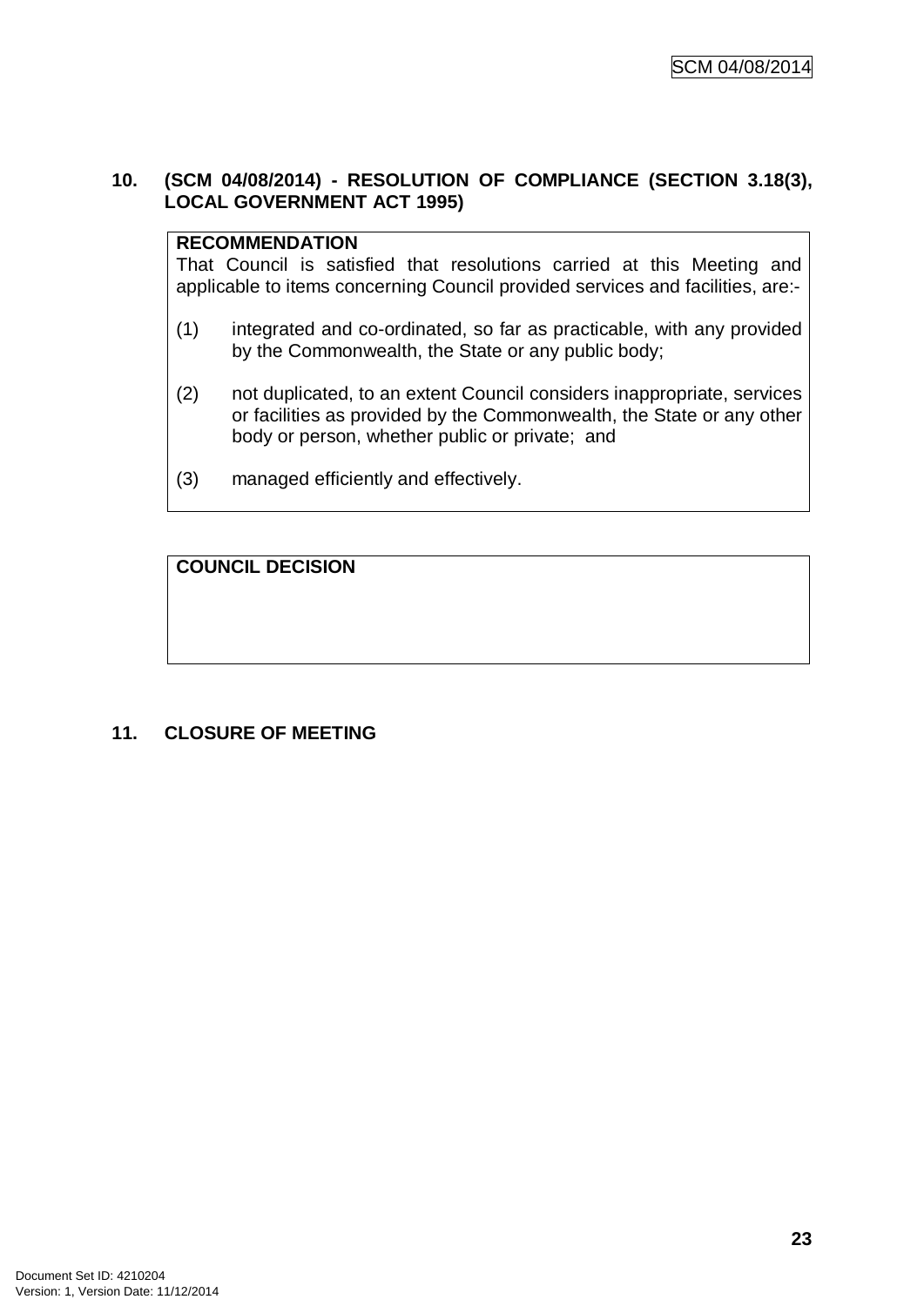## 10. (SCM 04/08/2014) - RESOLUTION OF COMPLIANCE (SECTION 3.18(3), LOCAL GOVERNMENT ACT 1995)

**RECOMMENDATION**

That Council is satisfied that resolutions carried at this Meeting and applicable to items concerning Council provided services and facilities, are:-

(1) integrated and co-ordinated, so far as practicable, with any provided by the Commonwealth, the State or any public body;

(2) not duplicated, to an extent Council considers inappropriate, services or facilities as provided by the Commonwealth, the State or any other body or person, whether public or private; and

(3) managed efficiently and effectively.

**COUNCIL DECISION**

## 11. CLOSURE OF MEETING

Document Set ID: 4210204
Version: 1, Version Date: 11/12/2014